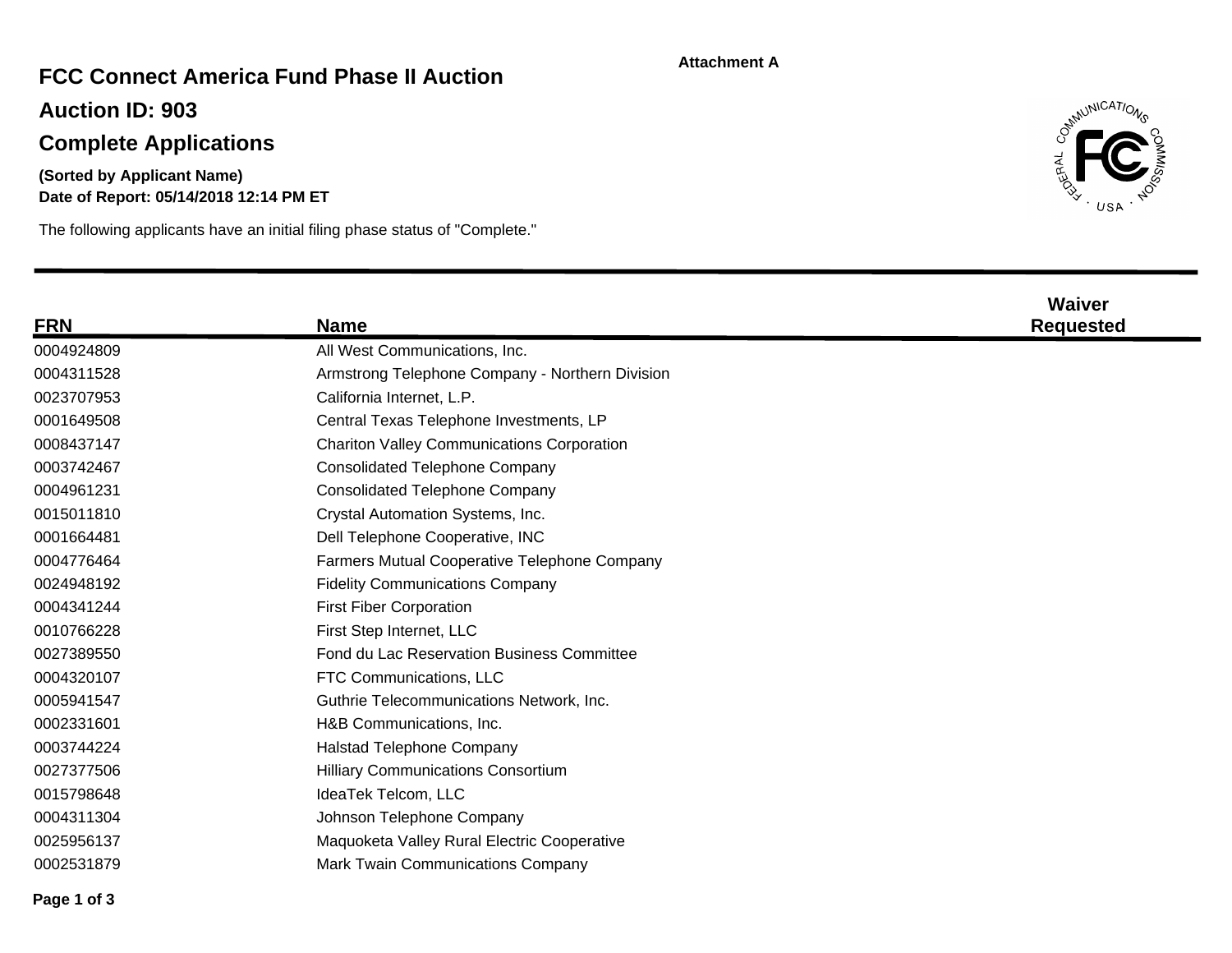Attachment A

# FCC Connect America Fund Phase II Auction

## Auction ID: 903

## Complete Applications

**(Sorted by Applicant Name)**

**Date of Report: 05/14/2018 12:14 PM ET**

The following applicants have an initial filing phase status of "Complete."

| FRN | Name | Waiver Requested |
|---|---|---|
| 0004924809 | All West Communications, Inc. | |
| 0004311528 | Armstrong Telephone Company - Northern Division | |
| 0023707953 | California Internet, L.P. | |
| 0001649508 | Central Texas Telephone Investments, LP | |
| 0008437147 | Chariton Valley Communications Corporation | |
| 0003742467 | Consolidated Telephone Company | |
| 0004961231 | Consolidated Telephone Company | |
| 0015011810 | Crystal Automation Systems, Inc. | |
| 0001664481 | Dell Telephone Cooperative, INC | |
| 0004776464 | Farmers Mutual Cooperative Telephone Company | |
| 0024948192 | Fidelity Communications Company | |
| 0004341244 | First Fiber Corporation | |
| 0010766228 | First Step Internet, LLC | |
| 0027389550 | Fond du Lac Reservation Business Committee | |
| 0004320107 | FTC Communications, LLC | |
| 0005941547 | Guthrie Telecommunications Network, Inc. | |
| 0002331601 | H&B Communications, Inc. | |
| 0003744224 | Halstad Telephone Company | |
| 0027377506 | Hilliary Communications Consortium | |
| 0015798648 | IdeaTek Telcom, LLC | |
| 0004311304 | Johnson Telephone Company | |
| 0025956137 | Maquoketa Valley Rural Electric Cooperative | |
| 0002531879 | Mark Twain Communications Company | |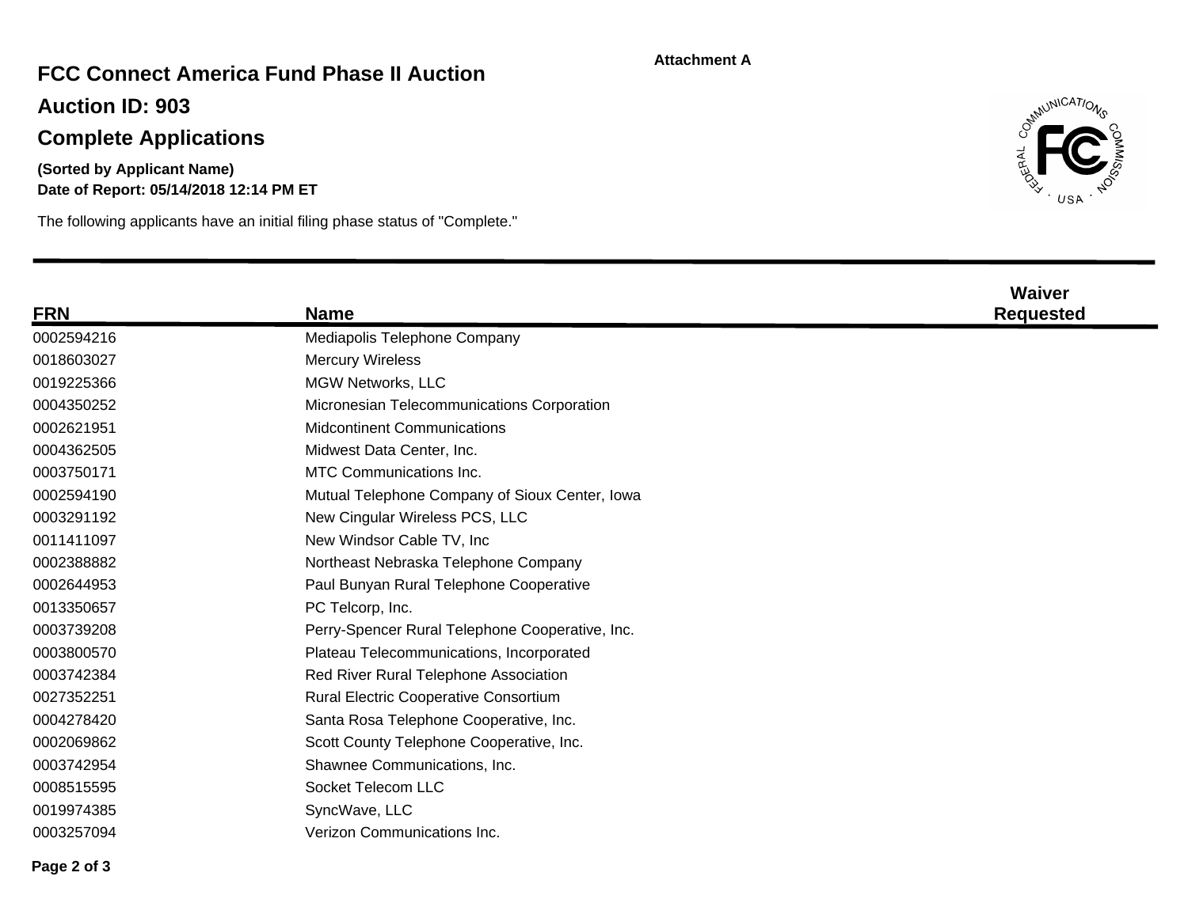Attachment A

# FCC Connect America Fund Phase II Auction

## Auction ID: 903

## Complete Applications

**(Sorted by Applicant Name)**
**Date of Report: 05/14/2018 12:14 PM ET**

The following applicants have an initial filing phase status of "Complete."

| FRN | Name | Waiver Requested |
|---|---|---|
| 0002594216 | Mediapolis Telephone Company | |
| 0018603027 | Mercury Wireless | |
| 0019225366 | MGW Networks, LLC | |
| 0004350252 | Micronesian Telecommunications Corporation | |
| 0002621951 | Midcontinent Communications | |
| 0004362505 | Midwest Data Center, Inc. | |
| 0003750171 | MTC Communications Inc. | |
| 0002594190 | Mutual Telephone Company of Sioux Center, Iowa | |
| 0003291192 | New Cingular Wireless PCS, LLC | |
| 0011411097 | New Windsor Cable TV, Inc | |
| 0002388882 | Northeast Nebraska Telephone Company | |
| 0002644953 | Paul Bunyan Rural Telephone Cooperative | |
| 0013350657 | PC Telcorp, Inc. | |
| 0003739208 | Perry-Spencer Rural Telephone Cooperative, Inc. | |
| 0003800570 | Plateau Telecommunications, Incorporated | |
| 0003742384 | Red River Rural Telephone Association | |
| 0027352251 | Rural Electric Cooperative Consortium | |
| 0004278420 | Santa Rosa Telephone Cooperative, Inc. | |
| 0002069862 | Scott County Telephone Cooperative, Inc. | |
| 0003742954 | Shawnee Communications, Inc. | |
| 0008515595 | Socket Telecom LLC | |
| 0019974385 | SyncWave, LLC | |
| 0003257094 | Verizon Communications Inc. | |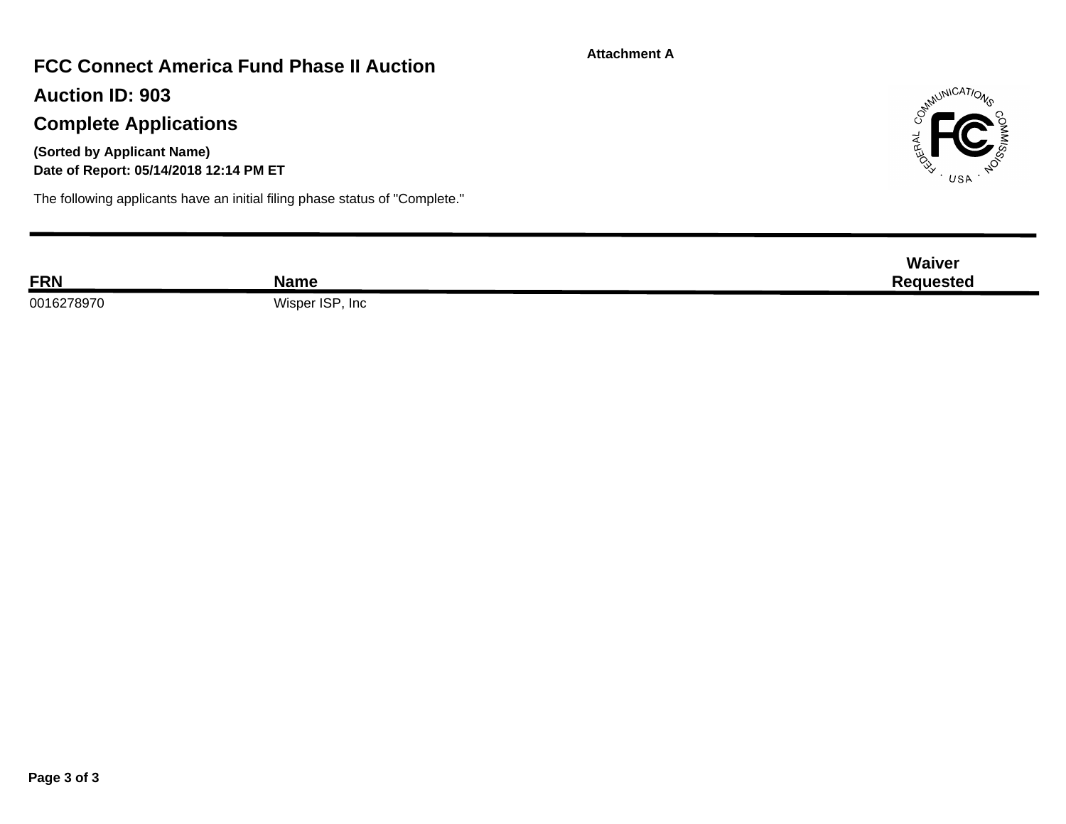Attachment A

# FCC Connect America Fund Phase II Auction

## Auction ID: 903

## Complete Applications

**(Sorted by Applicant Name)**

**Date of Report: 05/14/2018 12:14 PM ET**

The following applicants have an initial filing phase status of "Complete."

| FRN | Name | Waiver Requested |
|---|---|---|
| 0016278970 | Wisper ISP, Inc | |